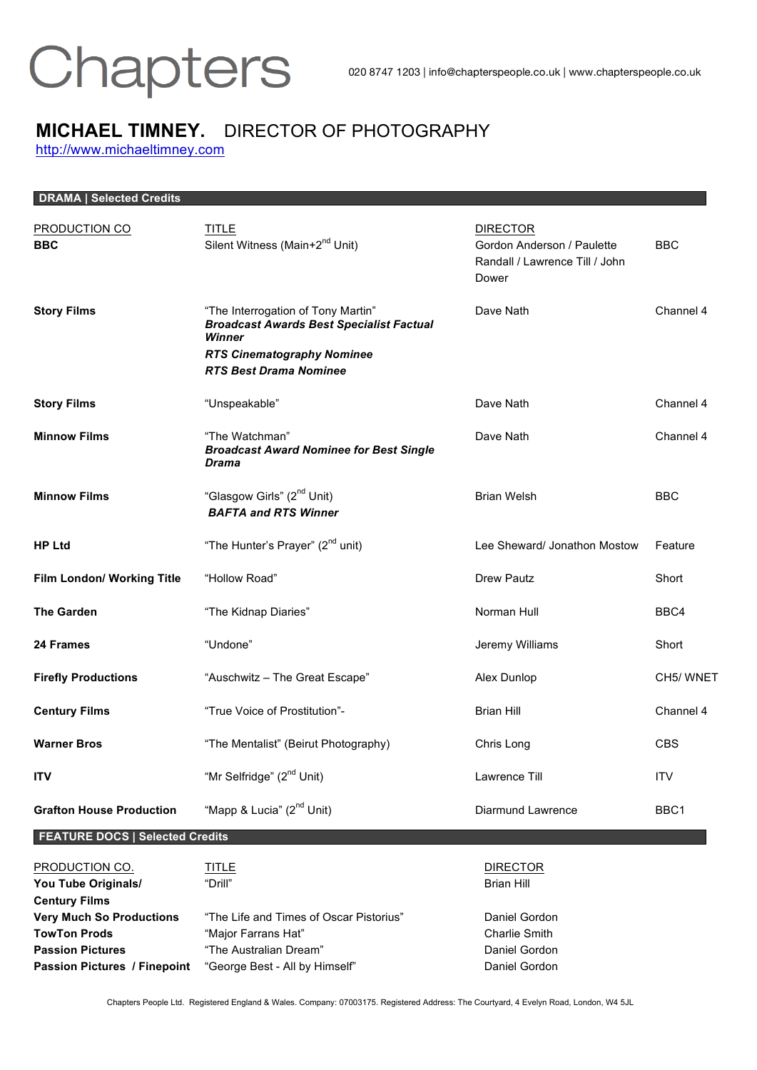Chapters

020 8747 1203 | info@chapterspeople.co.uk | www.chapterspeople.co.uk

# MICHAEL TIMNEY. DIRECTOR OF PHOTOGRAPHY

http://www.michaeltimney.com

## DRAMA | Selected Credits

| PRODUCTION CO | TITLE | DIRECTOR | |
|---|---|---|---|
| **BBC** | Silent Witness (Main+2nd Unit) | Gordon Anderson / Paulette Randall / Lawrence Till / John Dower | BBC |
| **Story Films** | "The Interrogation of Tony Martin" ***Broadcast Awards Best Specialist Factual Winner*** ***RTS Cinematography Nominee*** ***RTS Best Drama Nominee*** | Dave Nath | Channel 4 |
| **Story Films** | "Unspeakable" | Dave Nath | Channel 4 |
| **Minnow Films** | "The Watchman" ***Broadcast Award Nominee for Best Single Drama*** | Dave Nath | Channel 4 |
| **Minnow Films** | "Glasgow Girls" (2nd Unit) ***BAFTA and RTS Winner*** | Brian Welsh | BBC |
| **HP Ltd** | "The Hunter's Prayer" (2nd unit) | Lee Sheward/ Jonathon Mostow | Feature |
| **Film London/ Working Title** | "Hollow Road" | Drew Pautz | Short |
| **The Garden** | "The Kidnap Diaries" | Norman Hull | BBC4 |
| **24 Frames** | "Undone" | Jeremy Williams | Short |
| **Firefly Productions** | "Auschwitz – The Great Escape" | Alex Dunlop | CH5/ WNET |
| **Century Films** | "True Voice of Prostitution"- | Brian Hill | Channel 4 |
| **Warner Bros** | "The Mentalist" (Beirut Photography) | Chris Long | CBS |
| **ITV** | "Mr Selfridge" (2nd Unit) | Lawrence Till | ITV |
| **Grafton House Production** | "Mapp & Lucia" (2nd Unit) | Diarmund Lawrence | BBC1 |

## FEATURE DOCS | Selected Credits

| PRODUCTION CO. | TITLE | DIRECTOR |
|---|---|---|
| **You Tube Originals/ Century Films** | "Drill" | Brian Hill |
| **Very Much So Productions** | "The Life and Times of Oscar Pistorius" | Daniel Gordon |
| **TowTon Prods** | "Major Farrans Hat" | Charlie Smith |
| **Passion Pictures** | "The Australian Dream" | Daniel Gordon |
| **Passion Pictures / Finepoint** | "George Best - All by Himself" | Daniel Gordon |

Chapters People Ltd. Registered England & Wales. Company: 07003175. Registered Address: The Courtyard, 4 Evelyn Road, London, W4 5JL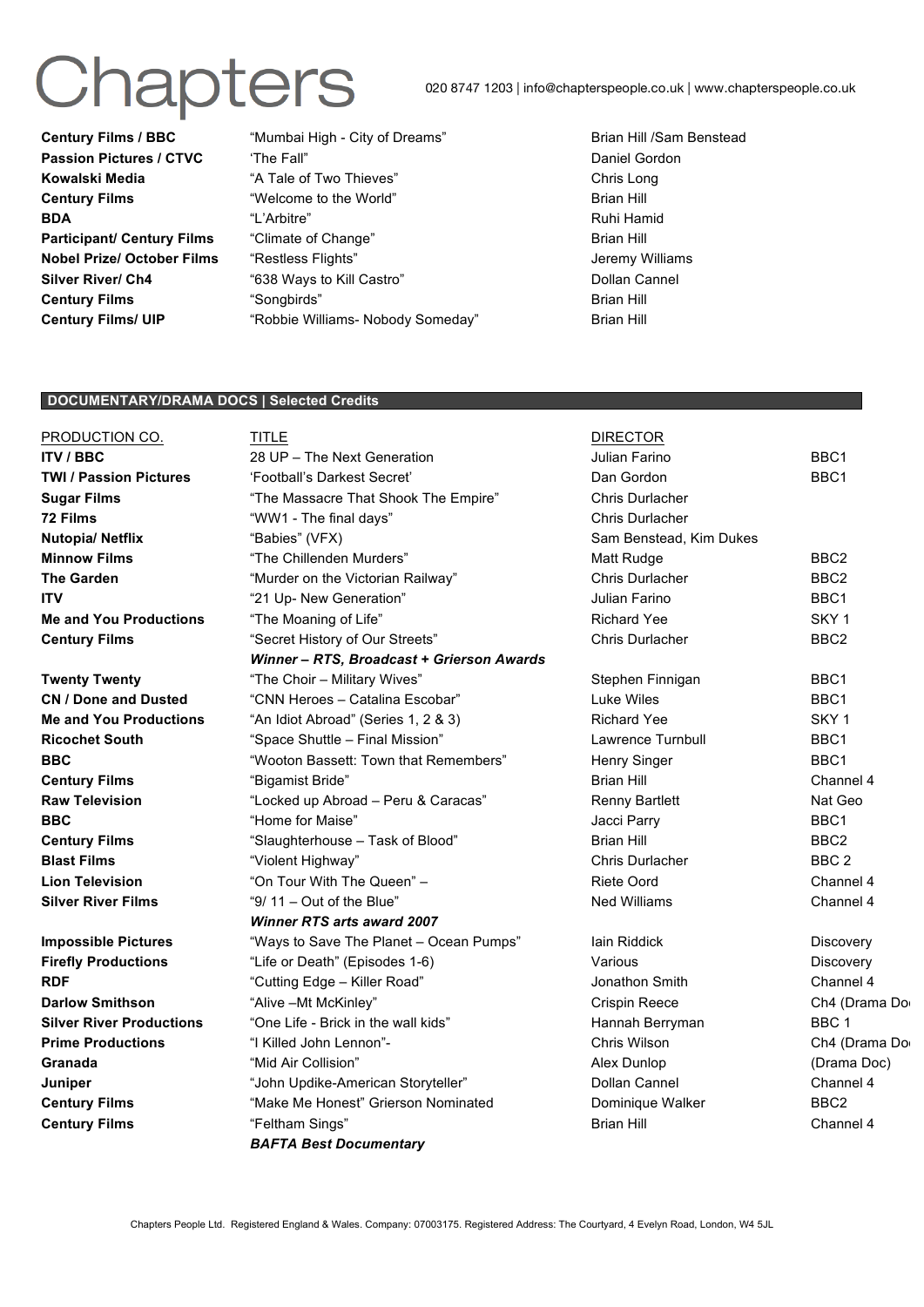# Chapters

020 8747 1203 | info@chapterspeople.co.uk | www.chapterspeople.co.uk

| | | |
|---|---|---|
| **Century Films / BBC** | "Mumbai High - City of Dreams" | Brian Hill /Sam Benstead |
| **Passion Pictures / CTVC** | 'The Fall" | Daniel Gordon |
| **Kowalski Media** | "A Tale of Two Thieves" | Chris Long |
| **Century Films** | "Welcome to the World" | Brian Hill |
| **BDA** | "L'Arbitre" | Ruhi Hamid |
| **Participant/ Century Films** | "Climate of Change" | Brian Hill |
| **Nobel Prize/ October Films** | "Restless Flights" | Jeremy Williams |
| **Silver River/ Ch4** | "638 Ways to Kill Castro" | Dollan Cannel |
| **Century Films** | "Songbirds" | Brian Hill |
| **Century Films/ UIP** | "Robbie Williams- Nobody Someday" | Brian Hill |

## DOCUMENTARY/DRAMA DOCS | Selected Credits

| PRODUCTION CO. | TITLE | DIRECTOR | |
|---|---|---|---|
| **ITV / BBC** | 28 UP – The Next Generation | Julian Farino | BBC1 |
| **TWI / Passion Pictures** | 'Football's Darkest Secret' | Dan Gordon | BBC1 |
| **Sugar Films** | "The Massacre That Shook The Empire" | Chris Durlacher | |
| **72 Films** | "WW1 - The final days" | Chris Durlacher | |
| **Nutopia/ Netflix** | "Babies" (VFX) | Sam Benstead, Kim Dukes | |
| **Minnow Films** | "The Chillenden Murders" | Matt Rudge | BBC2 |
| **The Garden** | "Murder on the Victorian Railway" | Chris Durlacher | BBC2 |
| **ITV** | "21 Up- New Generation" | Julian Farino | BBC1 |
| **Me and You Productions** | "The Moaning of Life" | Richard Yee | SKY 1 |
| **Century Films** | "Secret History of Our Streets" | Chris Durlacher | BBC2 |
| | ***Winner – RTS, Broadcast + Grierson Awards*** | | |
| **Twenty Twenty** | "The Choir – Military Wives" | Stephen Finnigan | BBC1 |
| **CN / Done and Dusted** | "CNN Heroes – Catalina Escobar" | Luke Wiles | BBC1 |
| **Me and You Productions** | "An Idiot Abroad" (Series 1, 2 & 3) | Richard Yee | SKY 1 |
| **Ricochet South** | "Space Shuttle – Final Mission" | Lawrence Turnbull | BBC1 |
| **BBC** | "Wooton Bassett: Town that Remembers" | Henry Singer | BBC1 |
| **Century Films** | "Bigamist Bride" | Brian Hill | Channel 4 |
| **Raw Television** | "Locked up Abroad – Peru & Caracas" | Renny Bartlett | Nat Geo |
| **BBC** | "Home for Maise" | Jacci Parry | BBC1 |
| **Century Films** | "Slaughterhouse – Task of Blood" | Brian Hill | BBC2 |
| **Blast Films** | "Violent Highway" | Chris Durlacher | BBC 2 |
| **Lion Television** | "On Tour With The Queen" – | Riete Oord | Channel 4 |
| **Silver River Films** | "9/ 11 – Out of the Blue" | Ned Williams | Channel 4 |
| | ***Winner RTS arts award 2007*** | | |
| **Impossible Pictures** | "Ways to Save The Planet – Ocean Pumps" | Iain Riddick | Discovery |
| **Firefly Productions** | "Life or Death" (Episodes 1-6) | Various | Discovery |
| **RDF** | "Cutting Edge – Killer Road" | Jonathon Smith | Channel 4 |
| **Darlow Smithson** | "Alive –Mt McKinley" | Crispin Reece | Ch4 (Drama Doc |
| **Silver River Productions** | "One Life - Brick in the wall kids" | Hannah Berryman | BBC 1 |
| **Prime Productions** | "I Killed John Lennon"- | Chris Wilson | Ch4 (Drama Doc |
| **Granada** | "Mid Air Collision" | Alex Dunlop | (Drama Doc) |
| **Juniper** | "John Updike-American Storyteller" | Dollan Cannel | Channel 4 |
| **Century Films** | "Make Me Honest" Grierson Nominated | Dominique Walker | BBC2 |
| **Century Films** | "Feltham Sings" | Brian Hill | Channel 4 |
| | ***BAFTA Best Documentary*** | | |

Chapters People Ltd. Registered England & Wales. Company: 07003175. Registered Address: The Courtyard, 4 Evelyn Road, London, W4 5JL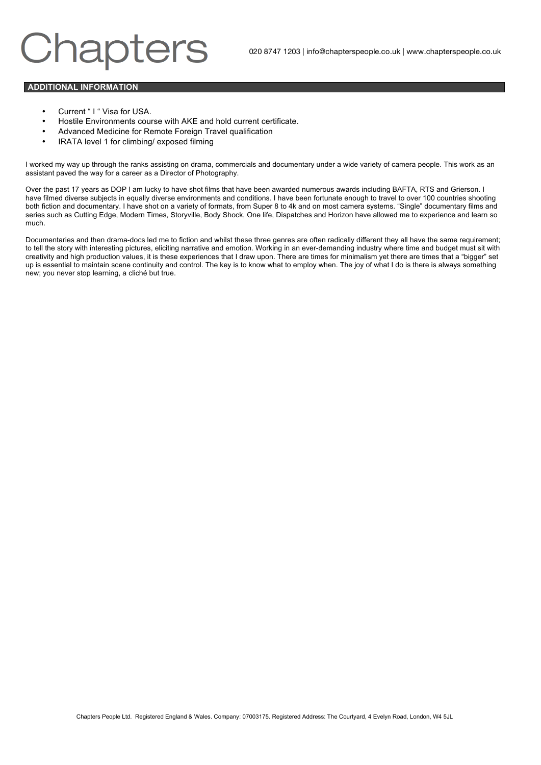## ADDITIONAL INFORMATION

- Current " I " Visa for USA.
- Hostile Environments course with AKE and hold current certificate.
- Advanced Medicine for Remote Foreign Travel qualification
- IRATA level 1 for climbing/ exposed filming

I worked my way up through the ranks assisting on drama, commercials and documentary under a wide variety of camera people. This work as an assistant paved the way for a career as a Director of Photography.

Over the past 17 years as DOP I am lucky to have shot films that have been awarded numerous awards including BAFTA, RTS and Grierson. I have filmed diverse subjects in equally diverse environments and conditions. I have been fortunate enough to travel to over 100 countries shooting both fiction and documentary. I have shot on a variety of formats, from Super 8 to 4k and on most camera systems. "Single" documentary films and series such as Cutting Edge, Modern Times, Storyville, Body Shock, One life, Dispatches and Horizon have allowed me to experience and learn so much.

Documentaries and then drama-docs led me to fiction and whilst these three genres are often radically different they all have the same requirement; to tell the story with interesting pictures, eliciting narrative and emotion. Working in an ever-demanding industry where time and budget must sit with creativity and high production values, it is these experiences that I draw upon. There are times for minimalism yet there are times that a "bigger" set up is essential to maintain scene continuity and control. The key is to know what to employ when. The joy of what I do is there is always something new; you never stop learning, a cliché but true.